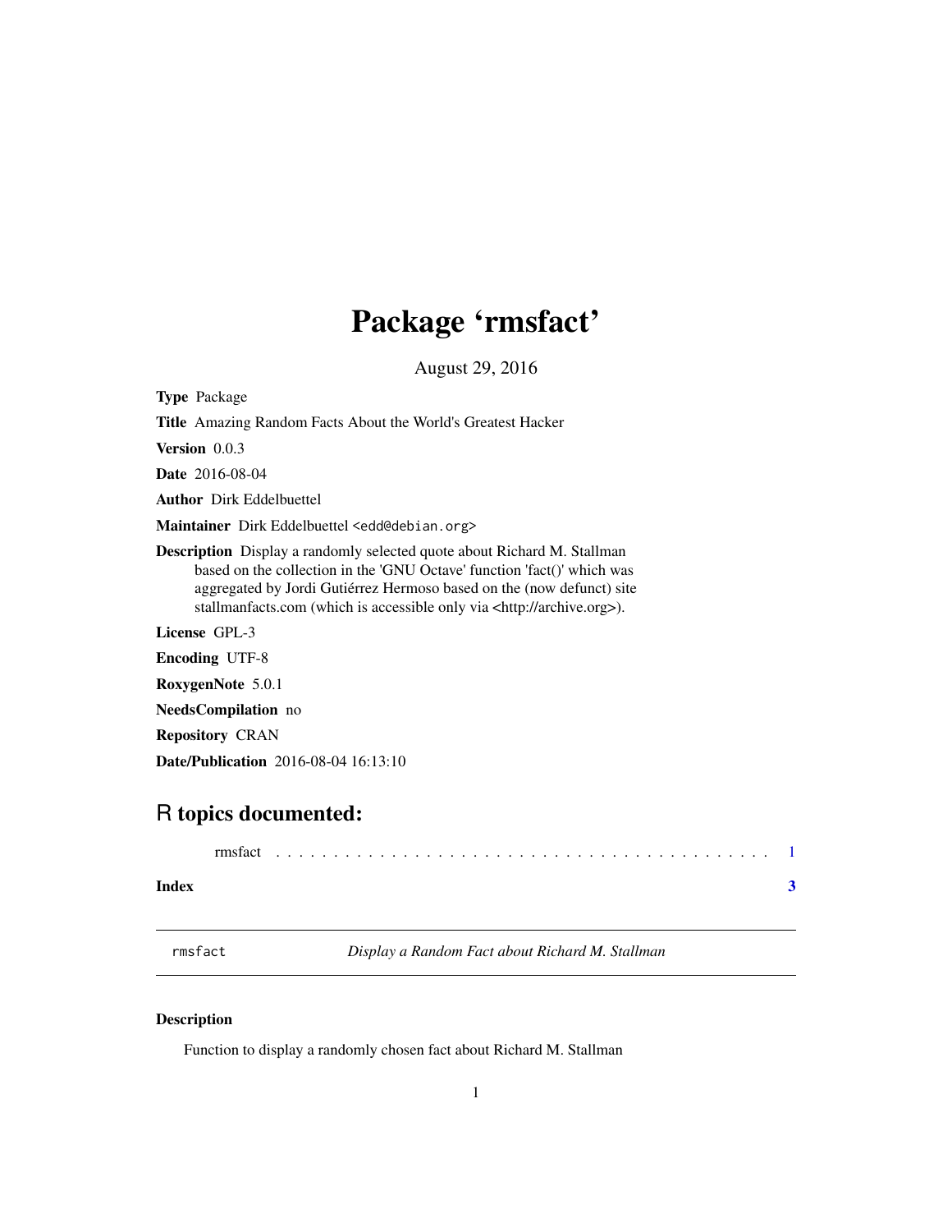# Package 'rmsfact'

August 29, 2016

**Type** Package

**Title** Amazing Random Facts About the World's Greatest Hacker

**Version** 0.0.3

**Date** 2016-08-04

**Author** Dirk Eddelbuettel

**Maintainer** Dirk Eddelbuettel <edd@debian.org>

**Description** Display a randomly selected quote about Richard M. Stallman based on the collection in the 'GNU Octave' function 'fact()' which was aggregated by Jordi Gutiérrez Hermoso based on the (now defunct) site stallmanfacts.com (which is accessible only via <http://archive.org>).

**License** GPL-3

**Encoding** UTF-8

**RoxygenNote** 5.0.1

**NeedsCompilation** no

**Repository** CRAN

**Date/Publication** 2016-08-04 16:13:10

## R topics documented:

rmsfact . . . . . . . . . . . . . . . . . . . . . . . . . . . . . . . . . . . . . . . . . . 1

**Index** **3**

---

rmsfact — *Display a Random Fact about Richard M. Stallman*

---

### Description

Function to display a randomly chosen fact about Richard M. Stallman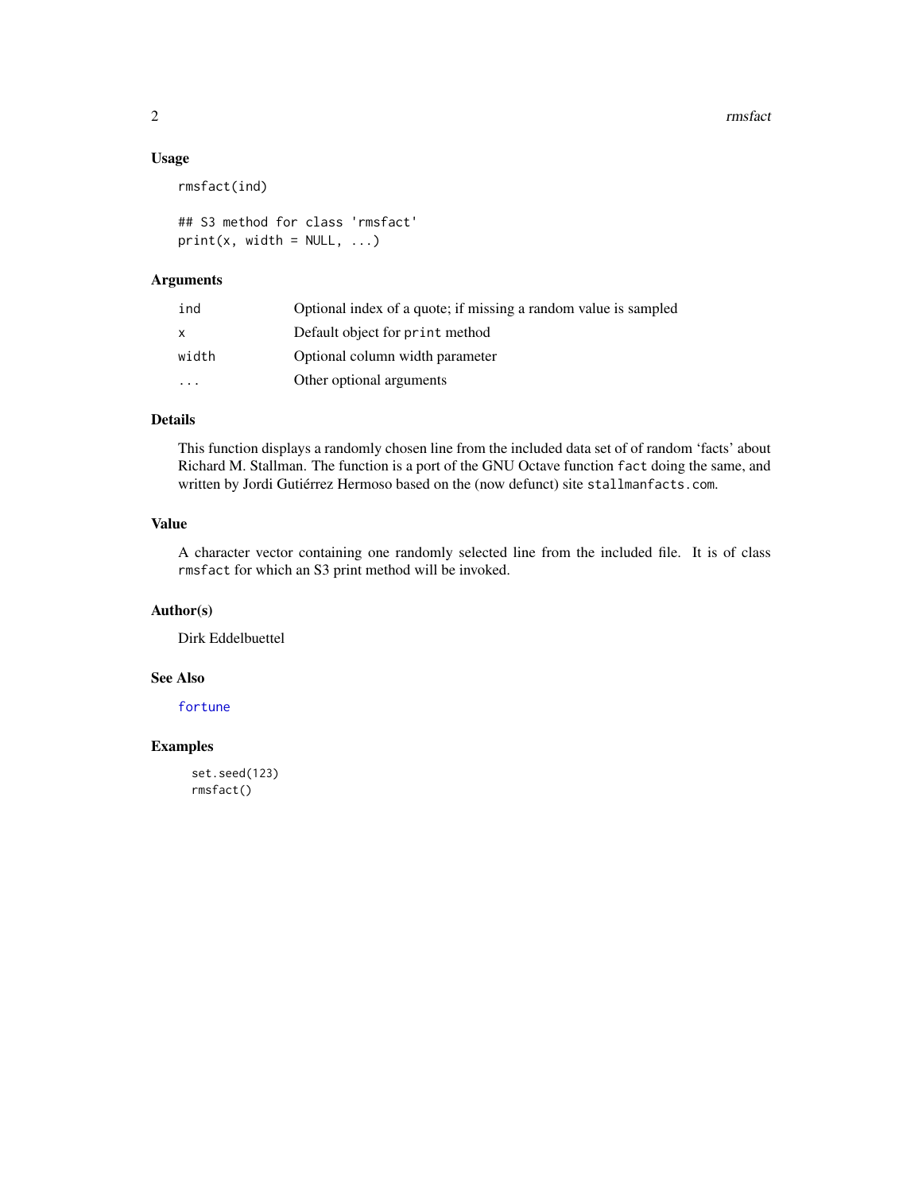## Usage

```
rmsfact(ind)

## S3 method for class 'rmsfact'
print(x, width = NULL, ...)
```

## Arguments

| | |
|---|---|
| `ind` | Optional index of a quote; if missing a random value is sampled |
| `x` | Default object for `print` method |
| `width` | Optional column width parameter |
| `...` | Other optional arguments |

## Details

This function displays a randomly chosen line from the included data set of of random 'facts' about Richard M. Stallman. The function is a port of the GNU Octave function `fact` doing the same, and written by Jordi Gutiérrez Hermoso based on the (now defunct) site `stallmanfacts.com`.

## Value

A character vector containing one randomly selected line from the included file. It is of class `rmsfact` for which an S3 print method will be invoked.

## Author(s)

Dirk Eddelbuettel

## See Also

`fortune`

## Examples

```
set.seed(123)
rmsfact()
```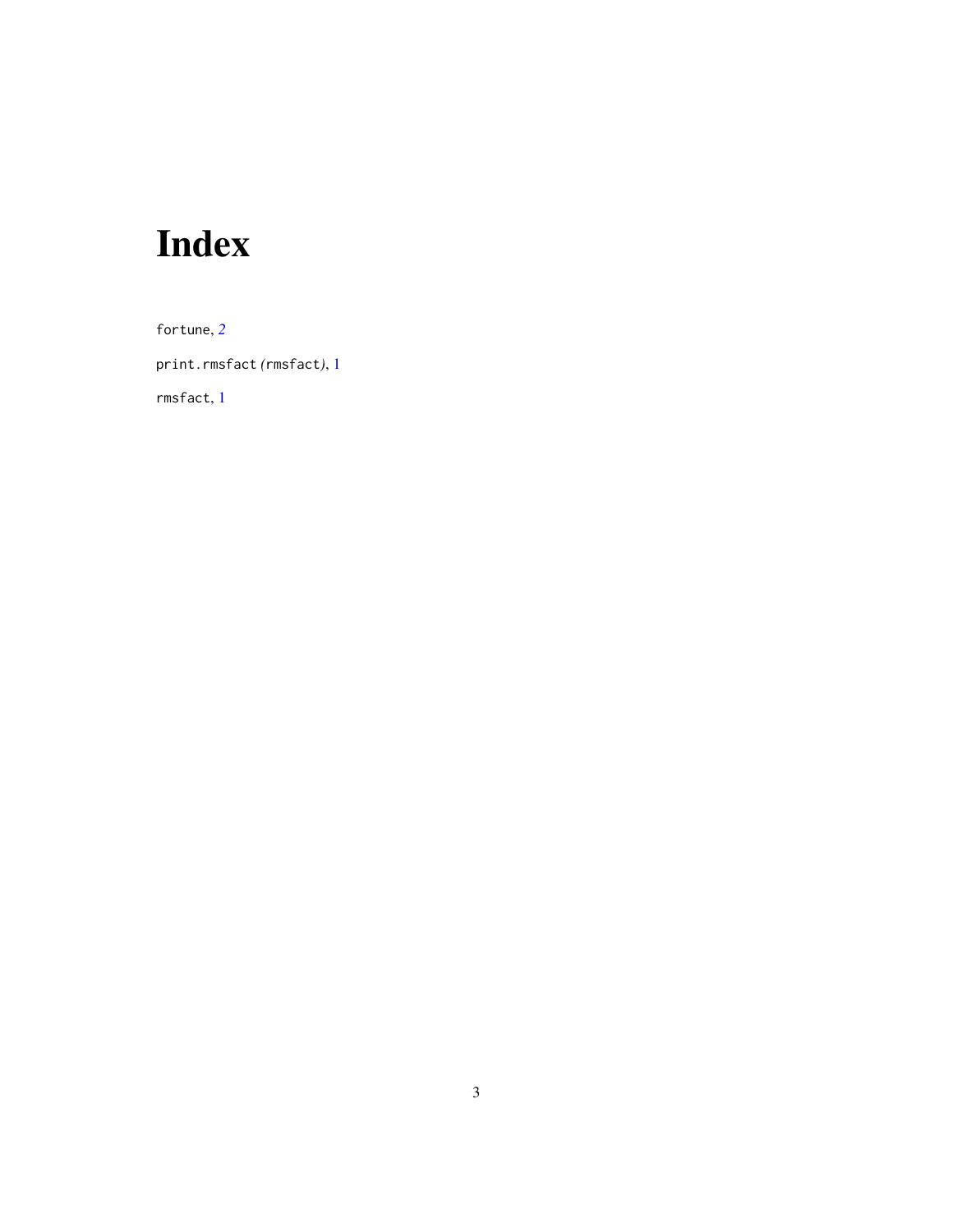# Index

fortune, *2*

print.rmsfact *(*rmsfact*)*, 1

rmsfact, 1